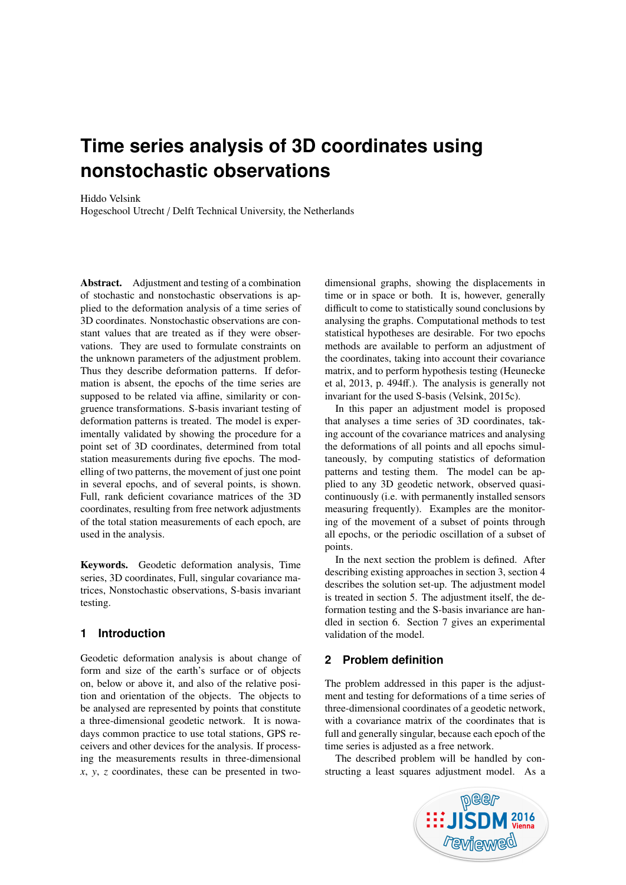# Time series analysis of 3D coordinates using nonstochastic observations

Hiddo Velsink
Hogeschool Utrecht / Delft Technical University, the Netherlands

**Abstract.** Adjustment and testing of a combination of stochastic and nonstochastic observations is applied to the deformation analysis of a time series of 3D coordinates. Nonstochastic observations are constant values that are treated as if they were observations. They are used to formulate constraints on the unknown parameters of the adjustment problem. Thus they describe deformation patterns. If deformation is absent, the epochs of the time series are supposed to be related via affine, similarity or congruence transformations. S-basis invariant testing of deformation patterns is treated. The model is experimentally validated by showing the procedure for a point set of 3D coordinates, determined from total station measurements during five epochs. The modelling of two patterns, the movement of just one point in several epochs, and of several points, is shown. Full, rank deficient covariance matrices of the 3D coordinates, resulting from free network adjustments of the total station measurements of each epoch, are used in the analysis.

**Keywords.** Geodetic deformation analysis, Time series, 3D coordinates, Full, singular covariance matrices, Nonstochastic observations, S-basis invariant testing.

## 1 Introduction

Geodetic deformation analysis is about change of form and size of the earth's surface or of objects on, below or above it, and also of the relative position and orientation of the objects. The objects to be analysed are represented by points that constitute a three-dimensional geodetic network. It is nowadays common practice to use total stations, GPS receivers and other devices for the analysis. If processing the measurements results in three-dimensional $x$, $y$, $z$ coordinates, these can be presented in two-dimensional graphs, showing the displacements in time or in space or both. It is, however, generally difficult to come to statistically sound conclusions by analysing the graphs. Computational methods to test statistical hypotheses are desirable. For two epochs methods are available to perform an adjustment of the coordinates, taking into account their covariance matrix, and to perform hypothesis testing (Heunecke et al, 2013, p. 494ff.). The analysis is generally not invariant for the used S-basis (Velsink, 2015c).

In this paper an adjustment model is proposed that analyses a time series of 3D coordinates, taking account of the covariance matrices and analysing the deformations of all points and all epochs simultaneously, by computing statistics of deformation patterns and testing them. The model can be applied to any 3D geodetic network, observed quasi-continuously (i.e. with permanently installed sensors measuring frequently). Examples are the monitoring of the movement of a subset of points through all epochs, or the periodic oscillation of a subset of points.

In the next section the problem is defined. After describing existing approaches in section 3, section 4 describes the solution set-up. The adjustment model is treated in section 5. The adjustment itself, the deformation testing and the S-basis invariance are handled in section 6. Section 7 gives an experimental validation of the model.

## 2 Problem definition

The problem addressed in this paper is the adjustment and testing for deformations of a time series of three-dimensional coordinates of a geodetic network, with a covariance matrix of the coordinates that is full and generally singular, because each epoch of the time series is adjusted as a free network.

The described problem will be handled by constructing a least squares adjustment model. As a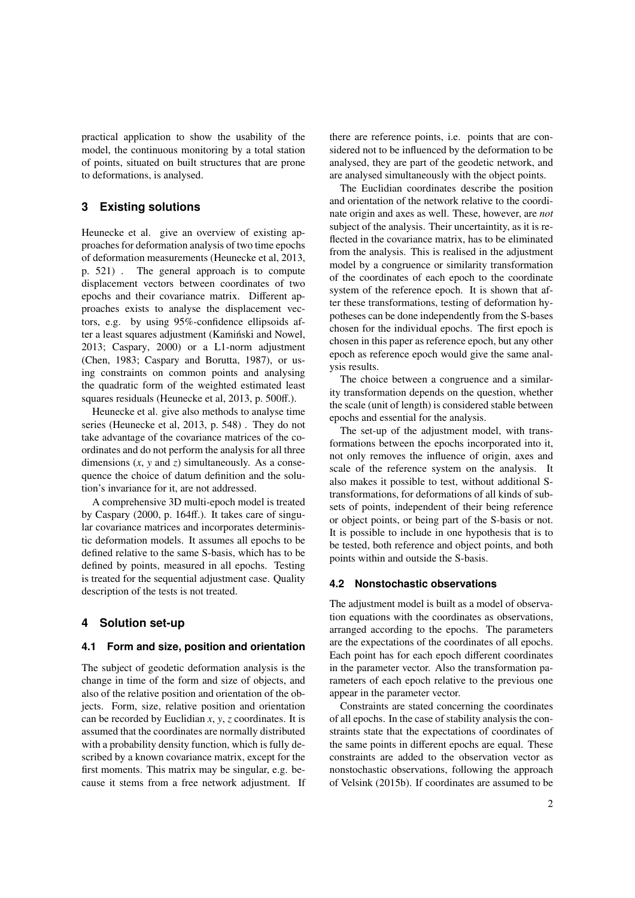practical application to show the usability of the model, the continuous monitoring by a total station of points, situated on built structures that are prone to deformations, is analysed.

## 3 Existing solutions

Heunecke et al. give an overview of existing approaches for deformation analysis of two time epochs of deformation measurements (Heunecke et al, 2013, p. 521) . The general approach is to compute displacement vectors between coordinates of two epochs and their covariance matrix. Different approaches exists to analyse the displacement vectors, e.g. by using 95%-confidence ellipsoids after a least squares adjustment (Kamiński and Nowel, 2013; Caspary, 2000) or a L1-norm adjustment (Chen, 1983; Caspary and Borutta, 1987), or using constraints on common points and analysing the quadratic form of the weighted estimated least squares residuals (Heunecke et al, 2013, p. 500ff.).

Heunecke et al. give also methods to analyse time series (Heunecke et al, 2013, p. 548) . They do not take advantage of the covariance matrices of the coordinates and do not perform the analysis for all three dimensions ($x$, $y$ and $z$) simultaneously. As a consequence the choice of datum definition and the solution's invariance for it, are not addressed.

A comprehensive 3D multi-epoch model is treated by Caspary (2000, p. 164ff.). It takes care of singular covariance matrices and incorporates deterministic deformation models. It assumes all epochs to be defined relative to the same S-basis, which has to be defined by points, measured in all epochs. Testing is treated for the sequential adjustment case. Quality description of the tests is not treated.

## 4 Solution set-up

### 4.1 Form and size, position and orientation

The subject of geodetic deformation analysis is the change in time of the form and size of objects, and also of the relative position and orientation of the objects. Form, size, relative position and orientation can be recorded by Euclidian $x$, $y$, $z$ coordinates. It is assumed that the coordinates are normally distributed with a probability density function, which is fully described by a known covariance matrix, except for the first moments. This matrix may be singular, e.g. because it stems from a free network adjustment. If there are reference points, i.e. points that are considered not to be influenced by the deformation to be analysed, they are part of the geodetic network, and are analysed simultaneously with the object points.

The Euclidian coordinates describe the position and orientation of the network relative to the coordinate origin and axes as well. These, however, are *not* subject of the analysis. Their uncertaintity, as it is reflected in the covariance matrix, has to be eliminated from the analysis. This is realised in the adjustment model by a congruence or similarity transformation of the coordinates of each epoch to the coordinate system of the reference epoch. It is shown that after these transformations, testing of deformation hypotheses can be done independently from the S-bases chosen for the individual epochs. The first epoch is chosen in this paper as reference epoch, but any other epoch as reference epoch would give the same analysis results.

The choice between a congruence and a similarity transformation depends on the question, whether the scale (unit of length) is considered stable between epochs and essential for the analysis.

The set-up of the adjustment model, with transformations between the epochs incorporated into it, not only removes the influence of origin, axes and scale of the reference system on the analysis. It also makes it possible to test, without additional S-transformations, for deformations of all kinds of subsets of points, independent of their being reference or object points, or being part of the S-basis or not. It is possible to include in one hypothesis that is to be tested, both reference and object points, and both points within and outside the S-basis.

### 4.2 Nonstochastic observations

The adjustment model is built as a model of observation equations with the coordinates as observations, arranged according to the epochs. The parameters are the expectations of the coordinates of all epochs. Each point has for each epoch different coordinates in the parameter vector. Also the transformation parameters of each epoch relative to the previous one appear in the parameter vector.

Constraints are stated concerning the coordinates of all epochs. In the case of stability analysis the constraints state that the expectations of coordinates of the same points in different epochs are equal. These constraints are added to the observation vector as nonstochastic observations, following the approach of Velsink (2015b). If coordinates are assumed to be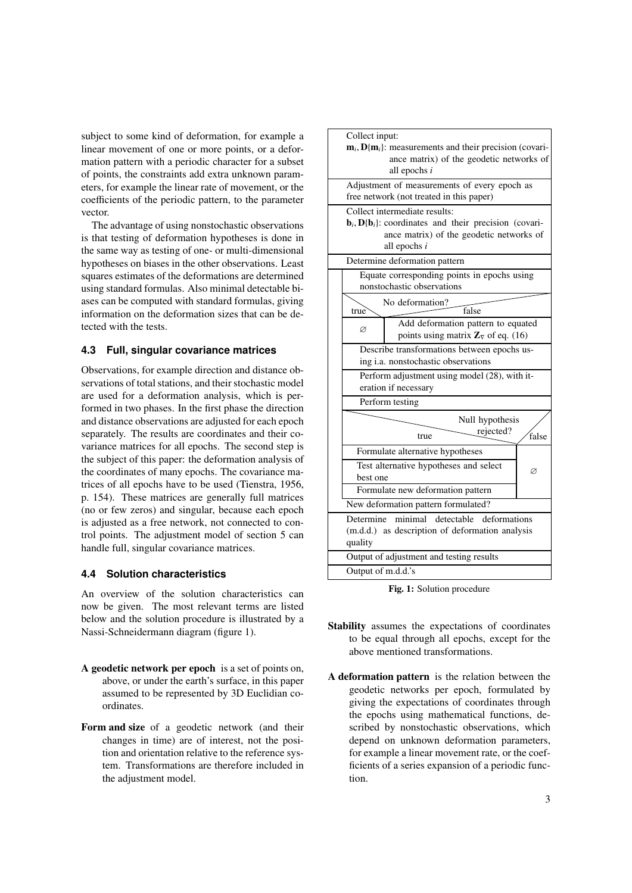subject to some kind of deformation, for example a linear movement of one or more points, or a deformation pattern with a periodic character for a subset of points, the constraints add extra unknown parameters, for example the linear rate of movement, or the coefficients of the periodic pattern, to the parameter vector.

The advantage of using nonstochastic observations is that testing of deformation hypotheses is done in the same way as testing of one- or multi-dimensional hypotheses on biases in the other observations. Least squares estimates of the deformations are determined using standard formulas. Also minimal detectable biases can be computed with standard formulas, giving information on the deformation sizes that can be detected with the tests.

### 4.3 Full, singular covariance matrices

Observations, for example direction and distance observations of total stations, and their stochastic model are used for a deformation analysis, which is performed in two phases. In the first phase the direction and distance observations are adjusted for each epoch separately. The results are coordinates and their covariance matrices for all epochs. The second step is the subject of this paper: the deformation analysis of the coordinates of many epochs. The covariance matrices of all epochs have to be used (Tienstra, 1956, p. 154). These matrices are generally full matrices (no or few zeros) and singular, because each epoch is adjusted as a free network, not connected to control points. The adjustment model of section 5 can handle full, singular covariance matrices.

### 4.4 Solution characteristics

An overview of the solution characteristics can now be given. The most relevant terms are listed below and the solution procedure is illustrated by a Nassi-Schneidermann diagram (figure 1).

**A geodetic network per epoch** is a set of points on, above, or under the earth's surface, in this paper assumed to be represented by 3D Euclidian coordinates.

**Form and size** of a geodetic network (and their changes in time) are of interest, not the position and orientation relative to the reference system. Transformations are therefore included in the adjustment model.

- Collect input:
  $\mathbf{m}_i, \mathbf{D}\{\mathbf{m}_i\}$: measurements and their precision (covariance matrix) of the geodetic networks of all epochs $i$
- Adjustment of measurements of every epoch as free network (not treated in this paper)
- Collect intermediate results:
  $\mathbf{b}_i, \mathbf{D}\{\mathbf{b}_i\}$: coordinates and their precision (covariance matrix) of the geodetic networks of all epochs $i$
- Determine deformation pattern
  - Equate corresponding points in epochs using nonstochastic observations
  - No deformation?
    - true: ∅
    - false: Add deformation pattern to equated points using matrix $\mathbf{Z}_\nabla$ of eq. (16)
  - Describe transformations between epochs using i.a. nonstochastic observations
  - Perform adjustment using model (28), with iteration if necessary
  - Perform testing
  - Null hypothesis rejected?
    - true:
      - Formulate alternative hypotheses
      - Test alternative hypotheses and select best one
      - Formulate new deformation pattern
    - false: ∅
- New deformation pattern formulated?
- Determine minimal detectable deformations (m.d.d.) as description of deformation analysis quality
- Output of adjustment and testing results
- Output of m.d.d.'s

**Fig. 1:** Solution procedure

**Stability** assumes the expectations of coordinates to be equal through all epochs, except for the above mentioned transformations.

**A deformation pattern** is the relation between the geodetic networks per epoch, formulated by giving the expectations of coordinates through the epochs using mathematical functions, described by nonstochastic observations, which depend on unknown deformation parameters, for example a linear movement rate, or the coefficients of a series expansion of a periodic function.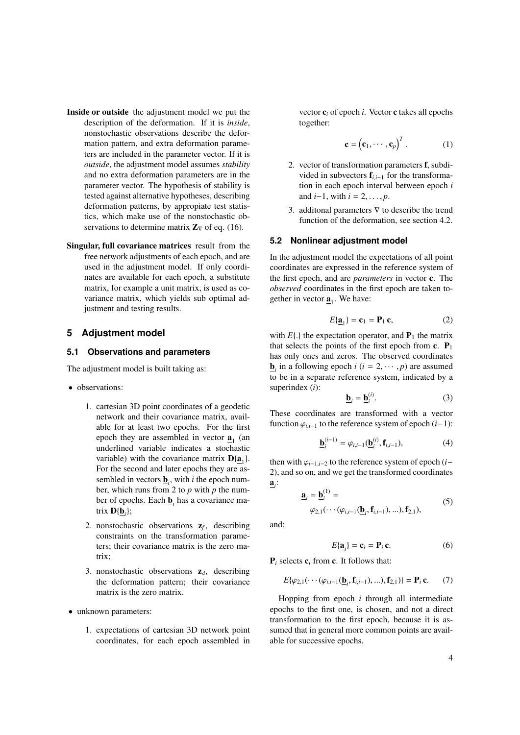**Inside or outside** the adjustment model we put the description of the deformation. If it is *inside*, nonstochastic observations describe the deformation pattern, and extra deformation parameters are included in the parameter vector. If it is *outside*, the adjustment model assumes *stability* and no extra deformation parameters are in the parameter vector. The hypothesis of stability is tested against alternative hypotheses, describing deformation patterns, by appropiate test statistics, which make use of the nonstochastic observations to determine matrix $\mathbf{Z}_\nabla$ of eq. (16).

**Singular, full covariance matrices** result from the free network adjustments of each epoch, and are used in the adjustment model. If only coordinates are available for each epoch, a substitute matrix, for example a unit matrix, is used as covariance matrix, which yields sub optimal adjustment and testing results.

## 5 Adjustment model

### 5.1 Observations and parameters

The adjustment model is built taking as:

- observations:
  1. cartesian 3D point coordinates of a geodetic network and their covariance matrix, available for at least two epochs. For the first epoch they are assembled in vector $\underline{\mathbf{a}}_1$ (an underlined variable indicates a stochastic variable) with the covariance matrix $\mathbf{D}\{\underline{\mathbf{a}}_1\}$. For the second and later epochs they are assembled in vectors $\underline{\mathbf{b}}_i$, with $i$ the epoch number, which runs from 2 to $p$ with $p$ the number of epochs. Each $\underline{\mathbf{b}}_i$ has a covariance matrix $\mathbf{D}\{\underline{\mathbf{b}}_i\}$;
  2. nonstochastic observations $\mathbf{z}_f$, describing constraints on the transformation parameters; their covariance matrix is the zero matrix;
  3. nonstochastic observations $\mathbf{z}_d$, describing the deformation pattern; their covariance matrix is the zero matrix.
- unknown parameters:
  1. expectations of cartesian 3D network point coordinates, for each epoch assembled in vector $\mathbf{c}_i$ of epoch $i$. Vector $\mathbf{c}$ takes all epochs together:
  $$\mathbf{c} = \left(\mathbf{c}_1, \cdots, \mathbf{c}_p\right)^T. \tag{1}$$
  2. vector of transformation parameters $\mathbf{f}$, subdivided in subvectors $\mathbf{f}_{i,i-1}$ for the transformation in each epoch interval between epoch $i$ and $i-1$, with $i = 2, \ldots, p$.
  3. additonal parameters $\nabla$ to describe the trend function of the deformation, see section 4.2.

### 5.2 Nonlinear adjustment model

In the adjustment model the expectations of all point coordinates are expressed in the reference system of the first epoch, and are *parameters* in vector $\mathbf{c}$. The *observed* coordinates in the first epoch are taken together in vector $\underline{\mathbf{a}}_1$. We have:

$$E\{\underline{\mathbf{a}}_1\} = \mathbf{c}_1 = \mathbf{P}_1\,\mathbf{c}, \tag{2}$$

with $E\{.\}$ the expectation operator, and $\mathbf{P}_1$ the matrix that selects the points of the first epoch from $\mathbf{c}$. $\mathbf{P}_1$ has only ones and zeros. The observed coordinates $\underline{\mathbf{b}}_i$ in a following epoch $i$ ($i = 2, \cdots, p$) are assumed to be in a separate reference system, indicated by a superindex ($i$):

$$\underline{\mathbf{b}}_i = \underline{\mathbf{b}}_i^{(i)}. \tag{3}$$

These coordinates are transformed with a vector function $\varphi_{i,i-1}$ to the reference system of epoch $(i-1)$:

$$\underline{\mathbf{b}}_i^{(i-1)} = \varphi_{i,i-1}(\underline{\mathbf{b}}_i^{(i)}, \mathbf{f}_{i,i-1}), \tag{4}$$

then with $\varphi_{i-1,i-2}$ to the reference system of epoch ($i-2$), and so on, and we get the transformed coordinates $\underline{\mathbf{a}}_i$:

$$\begin{aligned} \underline{\mathbf{a}}_i &= \underline{\mathbf{b}}_i^{(1)} = \\ &\varphi_{2,1}(\cdots(\varphi_{i,i-1}(\underline{\mathbf{b}}_i, \mathbf{f}_{i,i-1}), \ldots), \mathbf{f}_{2,1}), \end{aligned} \tag{5}$$

and:

$$E\{\underline{\mathbf{a}}_i\} = \mathbf{c}_i = \mathbf{P}_i\,\mathbf{c}. \tag{6}$$

$\mathbf{P}_i$ selects $\mathbf{c}_i$ from $\mathbf{c}$. It follows that:

$$E\{\varphi_{2,1}(\cdots(\varphi_{i,i-1}(\underline{\mathbf{b}}_i, \mathbf{f}_{i,i-1}), \ldots), \mathbf{f}_{2,1})\} = \mathbf{P}_i\,\mathbf{c}. \tag{7}$$

Hopping from epoch $i$ through all intermediate epochs to the first one, is chosen, and not a direct transformation to the first epoch, because it is assumed that in general more common points are available for successive epochs.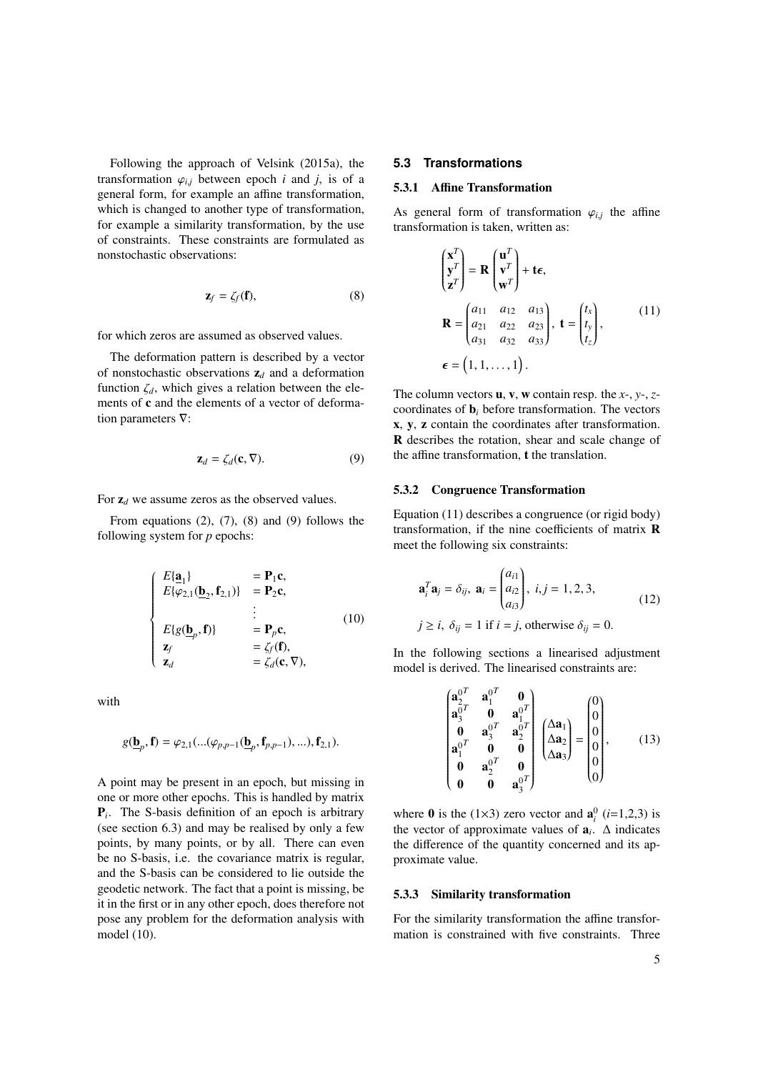Following the approach of Velsink (2015a), the transformation $\varphi_{i,j}$ between epoch $i$ and $j$, is of a general form, for example an affine transformation, which is changed to another type of transformation, for example a similarity transformation, by the use of constraints. These constraints are formulated as nonstochastic observations:

$$\mathbf{z}_f = \zeta_f(\mathbf{f}), \tag{8}$$

for which zeros are assumed as observed values.

The deformation pattern is described by a vector of nonstochastic observations $\mathbf{z}_d$ and a deformation function $\zeta_d$, which gives a relation between the elements of $\mathbf{c}$ and the elements of a vector of deformation parameters $\nabla$:

$$\mathbf{z}_d = \zeta_d(\mathbf{c}, \nabla). \tag{9}$$

For $\mathbf{z}_d$ we assume zeros as the observed values.

From equations (2), (7), (8) and (9) follows the following system for $p$ epochs:

$$\left\{\begin{array}{ll} E\{\underline{\mathbf{a}}_1\} & = \mathbf{P}_1\mathbf{c}, \\ E\{\varphi_{2,1}(\underline{\mathbf{b}}_2, \mathbf{f}_{2,1})\} & = \mathbf{P}_2\mathbf{c}, \\ & \vdots \\ E\{g(\underline{\mathbf{b}}_p, \mathbf{f})\} & = \mathbf{P}_p\mathbf{c}, \\ \mathbf{z}_f & = \zeta_f(\mathbf{f}), \\ \mathbf{z}_d & = \zeta_d(\mathbf{c}, \nabla), \end{array}\right. \tag{10}$$

with

$$g(\underline{\mathbf{b}}_p, \mathbf{f}) = \varphi_{2,1}(...(\varphi_{p,p-1}(\underline{\mathbf{b}}_p, \mathbf{f}_{p,p-1}), ...), \mathbf{f}_{2,1}).$$

A point may be present in an epoch, but missing in one or more other epochs. This is handled by matrix $\mathbf{P}_i$. The S-basis definition of an epoch is arbitrary (see section 6.3) and may be realised by only a few points, by many points, or by all. There can even be no S-basis, i.e. the covariance matrix is regular, and the S-basis can be considered to lie outside the geodetic network. The fact that a point is missing, be it in the first or in any other epoch, does therefore not pose any problem for the deformation analysis with model (10).

## 5.3 Transformations

### 5.3.1 Affine Transformation

As general form of transformation $\varphi_{i,j}$ the affine transformation is taken, written as:

$$\begin{gathered} \begin{pmatrix} \mathbf{x}^T \\ \mathbf{y}^T \\ \mathbf{z}^T \end{pmatrix} = \mathbf{R} \begin{pmatrix} \mathbf{u}^T \\ \mathbf{v}^T \\ \mathbf{w}^T \end{pmatrix} + \mathbf{t}\boldsymbol{\epsilon}, \\ \mathbf{R} = \begin{pmatrix} a_{11} & a_{12} & a_{13} \\ a_{21} & a_{22} & a_{23} \\ a_{31} & a_{32} & a_{33} \end{pmatrix}, \ \mathbf{t} = \begin{pmatrix} t_x \\ t_y \\ t_z \end{pmatrix}, \\ \boldsymbol{\epsilon} = \begin{pmatrix} 1, 1, \ldots, 1 \end{pmatrix}. \end{gathered} \tag{11}$$

The column vectors $\mathbf{u}$, $\mathbf{v}$, $\mathbf{w}$ contain resp. the $x$-, $y$-, $z$-coordinates of $\mathbf{b}_i$ before transformation. The vectors $\mathbf{x}$, $\mathbf{y}$, $\mathbf{z}$ contain the coordinates after transformation. $\mathbf{R}$ describes the rotation, shear and scale change of the affine transformation, $\mathbf{t}$ the translation.

### 5.3.2 Congruence Transformation

Equation (11) describes a congruence (or rigid body) transformation, if the nine coefficients of matrix $\mathbf{R}$ meet the following six constraints:

$$\begin{gathered} \mathbf{a}_i^T\mathbf{a}_j = \delta_{ij}, \ \mathbf{a}_i = \begin{pmatrix} a_{i1} \\ a_{i2} \\ a_{i3} \end{pmatrix}, \ i,j = 1,2,3, \\ j \geq i, \ \delta_{ij} = 1 \text{ if } i = j, \text{ otherwise } \delta_{ij} = 0. \end{gathered} \tag{12}$$

In the following sections a linearised adjustment model is derived. The linearised constraints are:

$$\begin{pmatrix} \mathbf{a}_2^{0^T} & \mathbf{a}_1^{0^T} & \mathbf{0} \\ \mathbf{a}_3^{0^T} & \mathbf{0} & \mathbf{a}_1^{0^T} \\ \mathbf{0} & \mathbf{a}_3^{0^T} & \mathbf{a}_2^{0^T} \\ \mathbf{a}_1^{0^T} & \mathbf{0} & \mathbf{0} \\ \mathbf{0} & \mathbf{a}_2^{0^T} & \mathbf{0} \\ \mathbf{0} & \mathbf{0} & \mathbf{a}_3^{0^T} \end{pmatrix} \begin{pmatrix} \Delta\mathbf{a}_1 \\ \Delta\mathbf{a}_2 \\ \Delta\mathbf{a}_3 \end{pmatrix} = \begin{pmatrix} 0 \\ 0 \\ 0 \\ 0 \\ 0 \\ 0 \end{pmatrix}, \tag{13}$$

where $\mathbf{0}$ is the $(1\times3)$ zero vector and $\mathbf{a}_i^0$ ($i$=1,2,3) is the vector of approximate values of $\mathbf{a}_i$. $\Delta$ indicates the difference of the quantity concerned and its approximate value.

### 5.3.3 Similarity transformation

For the similarity transformation the affine transformation is constrained with five constraints. Three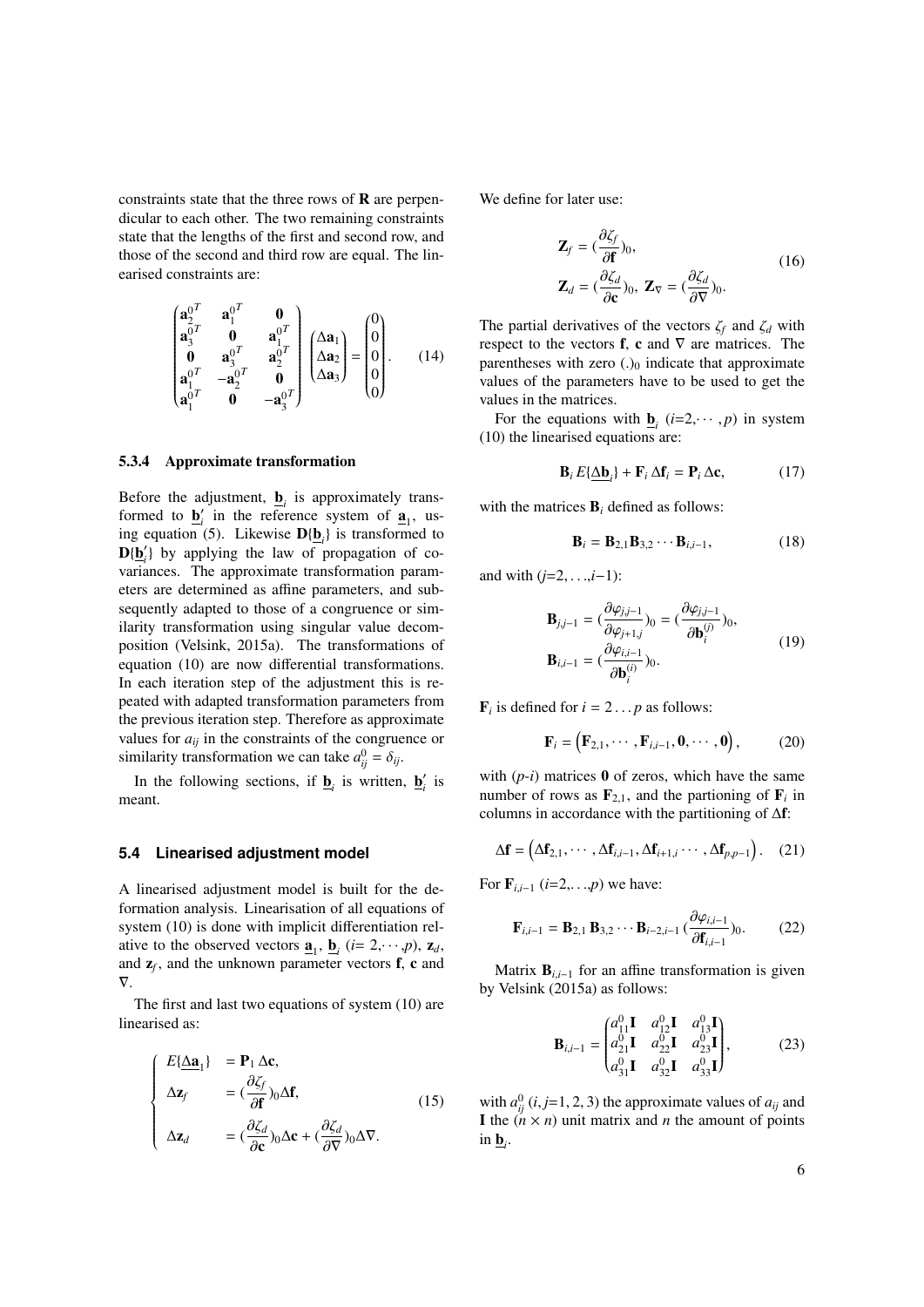constraints state that the three rows of $\mathbf{R}$ are perpendicular to each other. The two remaining constraints state that the lengths of the first and second row, and those of the second and third row are equal. The linearised constraints are:

$$\begin{pmatrix} \mathbf{a}_2^{0^T} & \mathbf{a}_1^{0^T} & \mathbf{0} \\ \mathbf{a}_3^{0^T} & \mathbf{0} & \mathbf{a}_1^{0^T} \\ \mathbf{0} & \mathbf{a}_3^{0^T} & \mathbf{a}_2^{0^T} \\ \mathbf{a}_1^{0^T} & -\mathbf{a}_2^{0^T} & \mathbf{0} \\ \mathbf{a}_1^{0^T} & \mathbf{0} & -\mathbf{a}_3^{0^T} \end{pmatrix} \begin{pmatrix} \Delta \mathbf{a}_1 \\ \Delta \mathbf{a}_2 \\ \Delta \mathbf{a}_3 \end{pmatrix} = \begin{pmatrix} 0 \\ 0 \\ 0 \\ 0 \\ 0 \end{pmatrix}. \tag{14}$$

#### 5.3.4 Approximate transformation

Before the adjustment, $\underline{\mathbf{b}}_i$ is approximately transformed to $\underline{\mathbf{b}}_i'$ in the reference system of $\underline{\mathbf{a}}_1$, using equation (5). Likewise $\mathbf{D}\{\underline{\mathbf{b}}_i\}$ is transformed to $\mathbf{D}\{\underline{\mathbf{b}}_i'\}$ by applying the law of propagation of covariances. The approximate transformation parameters are determined as affine parameters, and subsequently adapted to those of a congruence or similarity transformation using singular value decomposition (Velsink, 2015a). The transformations of equation (10) are now differential transformations. In each iteration step of the adjustment this is repeated with adapted transformation parameters from the previous iteration step. Therefore as approximate values for $a_{ij}$ in the constraints of the congruence or similarity transformation we can take $a_{ij}^0 = \delta_{ij}$.

In the following sections, if $\underline{\mathbf{b}}_i$ is written, $\underline{\mathbf{b}}_i'$ is meant.

### 5.4 Linearised adjustment model

A linearised adjustment model is built for the deformation analysis. Linearisation of all equations of system (10) is done with implicit differentiation relative to the observed vectors $\underline{\mathbf{a}}_1$, $\underline{\mathbf{b}}_i$ ($i$= $2,\cdots,p$), $\mathbf{z}_d$, and $\mathbf{z}_f$, and the unknown parameter vectors $\mathbf{f}$, $\mathbf{c}$ and $\nabla$.

The first and last two equations of system (10) are linearised as:

$$\begin{cases} E\{\Delta\underline{\mathbf{a}}_1\} &= \mathbf{P}_1\, \Delta\mathbf{c}, \\ \Delta\mathbf{z}_f &= (\dfrac{\partial \zeta_f}{\partial \mathbf{f}})_0 \Delta\mathbf{f}, \\ \Delta\mathbf{z}_d &= (\dfrac{\partial \zeta_d}{\partial \mathbf{c}})_0 \Delta\mathbf{c} + (\dfrac{\partial \zeta_d}{\partial \nabla})_0 \Delta\nabla. \end{cases} \tag{15}$$

We define for later use:

$$\begin{aligned} \mathbf{Z}_f &= (\frac{\partial \zeta_f}{\partial \mathbf{f}})_0, \\ \mathbf{Z}_d &= (\frac{\partial \zeta_d}{\partial \mathbf{c}})_0,\ \mathbf{Z}_\nabla = (\frac{\partial \zeta_d}{\partial \nabla})_0. \end{aligned} \tag{16}$$

The partial derivatives of the vectors $\zeta_f$ and $\zeta_d$ with respect to the vectors $\mathbf{f}$, $\mathbf{c}$ and $\nabla$ are matrices. The parentheses with zero $(.)_0$ indicate that approximate values of the parameters have to be used to get the values in the matrices.

For the equations with $\underline{\mathbf{b}}_i$ ($i$=$2,\cdots,p$) in system (10) the linearised equations are:

$$\mathbf{B}_i\, E\{\Delta\underline{\mathbf{b}}_i\} + \mathbf{F}_i\, \Delta\mathbf{f}_i = \mathbf{P}_i\, \Delta\mathbf{c}, \tag{17}$$

with the matrices $\mathbf{B}_i$ defined as follows:

$$\mathbf{B}_i = \mathbf{B}_{2,1}\mathbf{B}_{3,2}\cdots\mathbf{B}_{i,i-1}, \tag{18}$$

and with ($j$=$2,\ldots,i-1$):

$$\begin{aligned} \mathbf{B}_{j,j-1} &= (\frac{\partial \varphi_{j,j-1}}{\partial \varphi_{j+1,j}})_0 = (\frac{\partial \varphi_{j,j-1}}{\partial \mathbf{b}_i^{(j)}})_0, \\ \mathbf{B}_{i,i-1} &= (\frac{\partial \varphi_{i,i-1}}{\partial \mathbf{b}_i^{(i)}})_0. \end{aligned} \tag{19}$$

$\mathbf{F}_i$ is defined for $i = 2\ldots p$ as follows:

$$\mathbf{F}_i = \left(\mathbf{F}_{2,1},\cdots,\mathbf{F}_{i,i-1},\mathbf{0},\cdots,\mathbf{0}\right), \tag{20}$$

with ($p$-$i$) matrices $\mathbf{0}$ of zeros, which have the same number of rows as $\mathbf{F}_{2,1}$, and the partioning of $\mathbf{F}_i$ in columns in accordance with the partitioning of $\Delta\mathbf{f}$:

$$\Delta\mathbf{f} = \left(\Delta\mathbf{f}_{2,1},\cdots,\Delta\mathbf{f}_{i,i-1},\Delta\mathbf{f}_{i+1,i}\cdots,\Delta\mathbf{f}_{p,p-1}\right). \tag{21}$$

For $\mathbf{F}_{i,i-1}$ ($i$=$2,\ldots,p$) we have:

$$\mathbf{F}_{i,i-1} = \mathbf{B}_{2,1}\,\mathbf{B}_{3,2}\cdots\mathbf{B}_{i-2,i-1}\,(\frac{\partial \varphi_{i,i-1}}{\partial \mathbf{f}_{i,i-1}})_0. \tag{22}$$

Matrix $\mathbf{B}_{i,i-1}$ for an affine transformation is given by Velsink (2015a) as follows:

$$\mathbf{B}_{i,i-1} = \begin{pmatrix} a_{11}^0\mathbf{I} & a_{12}^0\mathbf{I} & a_{13}^0\mathbf{I} \\ a_{21}^0\mathbf{I} & a_{22}^0\mathbf{I} & a_{23}^0\mathbf{I} \\ a_{31}^0\mathbf{I} & a_{32}^0\mathbf{I} & a_{33}^0\mathbf{I} \end{pmatrix}, \tag{23}$$

with $a_{ij}^0$ ($i,j$=1, 2, 3) the approximate values of $a_{ij}$ and $\mathbf{I}$ the $(n \times n)$ unit matrix and $n$ the amount of points in $\underline{\mathbf{b}}_i$.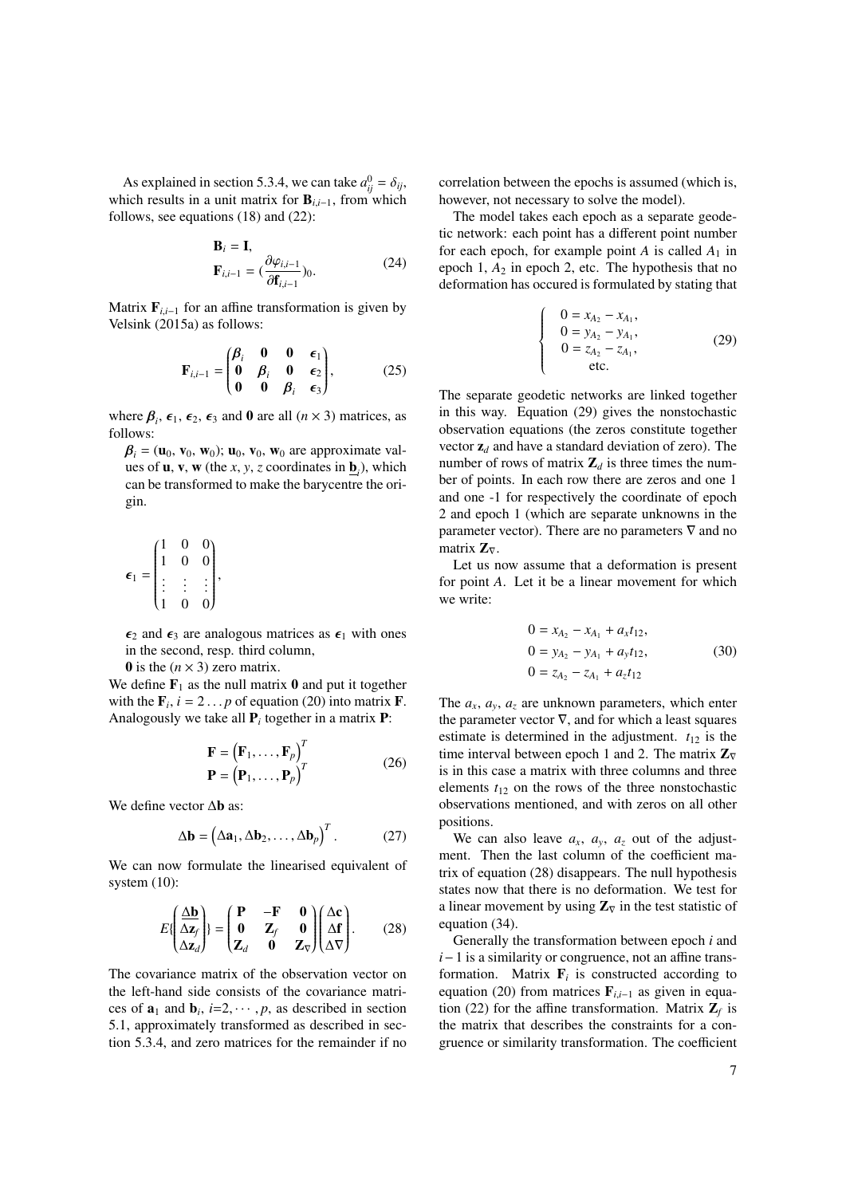As explained in section 5.3.4, we can take $a^0_{ij} = \delta_{ij}$, which results in a unit matrix for $\mathbf{B}_{i,i-1}$, from which follows, see equations (18) and (22):

$$
\begin{aligned}
\mathbf{B}_i &= \mathbf{I}, \\
\mathbf{F}_{i,i-1} &= \left(\frac{\partial \varphi_{i,i-1}}{\partial \mathbf{f}_{i,i-1}}\right)_0.
\end{aligned}
\tag{24}
$$

Matrix $\mathbf{F}_{i,i-1}$ for an affine transformation is given by Velsink (2015a) as follows:

$$
\mathbf{F}_{i,i-1} = \begin{pmatrix} \boldsymbol{\beta}_i & \mathbf{0} & \mathbf{0} & \boldsymbol{\epsilon}_1 \\ \mathbf{0} & \boldsymbol{\beta}_i & \mathbf{0} & \boldsymbol{\epsilon}_2 \\ \mathbf{0} & \mathbf{0} & \boldsymbol{\beta}_i & \boldsymbol{\epsilon}_3 \end{pmatrix},
\tag{25}
$$

where $\boldsymbol{\beta}_i$, $\boldsymbol{\epsilon}_1$, $\boldsymbol{\epsilon}_2$, $\boldsymbol{\epsilon}_3$ and $\mathbf{0}$ are all $(n \times 3)$ matrices, as follows:

$\boldsymbol{\beta}_i = (\mathbf{u}_0, \mathbf{v}_0, \mathbf{w}_0)$; $\mathbf{u}_0$, $\mathbf{v}_0$, $\mathbf{w}_0$ are approximate values of $\mathbf{u}$, $\mathbf{v}$, $\mathbf{w}$ (the $x$, $y$, $z$ coordinates in $\underline{\mathbf{b}}_i$), which can be transformed to make the barycentre the origin.

$$
\boldsymbol{\epsilon}_1 = \begin{pmatrix} 1 & 0 & 0 \\ 1 & 0 & 0 \\ \vdots & \vdots & \vdots \\ 1 & 0 & 0 \end{pmatrix},
$$

$\boldsymbol{\epsilon}_2$ and $\boldsymbol{\epsilon}_3$ are analogous matrices as $\boldsymbol{\epsilon}_1$ with ones in the second, resp. third column,

$\mathbf{0}$ is the $(n \times 3)$ zero matrix.

We define $\mathbf{F}_1$ as the null matrix $\mathbf{0}$ and put it together with the $\mathbf{F}_i$, $i = 2 \ldots p$ of equation (20) into matrix $\mathbf{F}$. Analogously we take all $\mathbf{P}_i$ together in a matrix $\mathbf{P}$:

$$
\begin{aligned}
\mathbf{F} &= \left(\mathbf{F}_1, \ldots, \mathbf{F}_p\right)^T \\
\mathbf{P} &= \left(\mathbf{P}_1, \ldots, \mathbf{P}_p\right)^T
\end{aligned}
\tag{26}
$$

We define vector $\Delta\mathbf{b}$ as:

$$
\Delta\mathbf{b} = \left(\Delta\mathbf{a}_1, \Delta\mathbf{b}_2, \ldots, \Delta\mathbf{b}_p\right)^T.
\tag{27}
$$

We can now formulate the linearised equivalent of system (10):

$$
E\{\begin{pmatrix} \underline{\Delta\mathbf{b}} \\ \Delta\mathbf{z}_f \\ \Delta\mathbf{z}_d \end{pmatrix}\} = \begin{pmatrix} \mathbf{P} & -\mathbf{F} & \mathbf{0} \\ \mathbf{0} & \mathbf{Z}_f & \mathbf{0} \\ \mathbf{Z}_d & \mathbf{0} & \mathbf{Z}_\nabla \end{pmatrix} \begin{pmatrix} \Delta\mathbf{c} \\ \Delta\mathbf{f} \\ \Delta\nabla \end{pmatrix}.
\tag{28}
$$

The covariance matrix of the observation vector on the left-hand side consists of the covariance matrices of $\mathbf{a}_1$ and $\mathbf{b}_i$, $i$=2, $\cdots$ , $p$, as described in section 5.1, approximately transformed as described in section 5.3.4, and zero matrices for the remainder if no correlation between the epochs is assumed (which is, however, not necessary to solve the model).

The model takes each epoch as a separate geodetic network: each point has a different point number for each epoch, for example point $A$ is called $A_1$ in epoch 1, $A_2$ in epoch 2, etc. The hypothesis that no deformation has occured is formulated by stating that

$$
\left\{
\begin{array}{l}
0 = x_{A_2} - x_{A_1}, \\
0 = y_{A_2} - y_{A_1}, \\
0 = z_{A_2} - z_{A_1}, \\
\quad \text{etc.}
\end{array}
\right.
\tag{29}
$$

The separate geodetic networks are linked together in this way. Equation (29) gives the nonstochastic observation equations (the zeros constitute together vector $\mathbf{z}_d$ and have a standard deviation of zero). The number of rows of matrix $\mathbf{Z}_d$ is three times the number of points. In each row there are zeros and one 1 and one -1 for respectively the coordinate of epoch 2 and epoch 1 (which are separate unknowns in the parameter vector). There are no parameters $\nabla$ and no matrix $\mathbf{Z}_\nabla$.

Let us now assume that a deformation is present for point $A$. Let it be a linear movement for which we write:

$$
\begin{aligned}
0 &= x_{A_2} - x_{A_1} + a_x t_{12}, \\
0 &= y_{A_2} - y_{A_1} + a_y t_{12}, \\
0 &= z_{A_2} - z_{A_1} + a_z t_{12}
\end{aligned}
\tag{30}
$$

The $a_x$, $a_y$, $a_z$ are unknown parameters, which enter the parameter vector $\nabla$, and for which a least squares estimate is determined in the adjustment. $t_{12}$ is the time interval between epoch 1 and 2. The matrix $\mathbf{Z}_\nabla$ is in this case a matrix with three columns and three elements $t_{12}$ on the rows of the three nonstochastic observations mentioned, and with zeros on all other positions.

We can also leave $a_x$, $a_y$, $a_z$ out of the adjustment. Then the last column of the coefficient matrix of equation (28) disappears. The null hypothesis states now that there is no deformation. We test for a linear movement by using $\mathbf{Z}_\nabla$ in the test statistic of equation (34).

Generally the transformation between epoch $i$ and $i-1$ is a similarity or congruence, not an affine transformation. Matrix $\mathbf{F}_i$ is constructed according to equation (20) from matrices $\mathbf{F}_{i,i-1}$ as given in equation (22) for the affine transformation. Matrix $\mathbf{Z}_f$ is the matrix that describes the constraints for a congruence or similarity transformation. The coefficient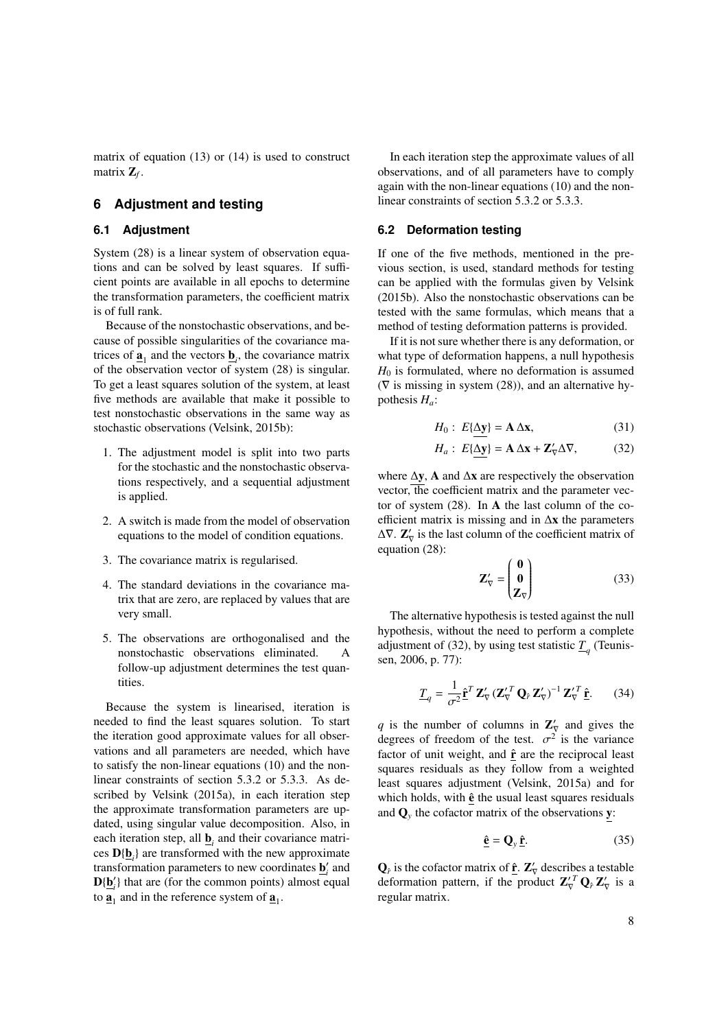matrix of equation (13) or (14) is used to construct matrix $\mathbf{Z}_f$.

## 6 Adjustment and testing

### 6.1 Adjustment

System (28) is a linear system of observation equations and can be solved by least squares. If sufficient points are available in all epochs to determine the transformation parameters, the coefficient matrix is of full rank.

Because of the nonstochastic observations, and because of possible singularities of the covariance matrices of $\underline{\mathbf{a}}_1$ and the vectors $\underline{\mathbf{b}}_i$, the covariance matrix of the observation vector of system (28) is singular. To get a least squares solution of the system, at least five methods are available that make it possible to test nonstochastic observations in the same way as stochastic observations (Velsink, 2015b):

1. The adjustment model is split into two parts for the stochastic and the nonstochastic observations respectively, and a sequential adjustment is applied.
2. A switch is made from the model of observation equations to the model of condition equations.
3. The covariance matrix is regularised.
4. The standard deviations in the covariance matrix that are zero, are replaced by values that are very small.
5. The observations are orthogonalised and the nonstochastic observations eliminated. A follow-up adjustment determines the test quantities.

Because the system is linearised, iteration is needed to find the least squares solution. To start the iteration good approximate values for all observations and all parameters are needed, which have to satisfy the non-linear equations (10) and the non-linear constraints of section 5.3.2 or 5.3.3. As described by Velsink (2015a), in each iteration step the approximate transformation parameters are updated, using singular value decomposition. Also, in each iteration step, all $\underline{\mathbf{b}}_i$ and their covariance matrices $\mathbf{D}\{\underline{\mathbf{b}}_i\}$ are transformed with the new approximate transformation parameters to new coordinates $\underline{\mathbf{b}}'_i$ and $\mathbf{D}\{\underline{\mathbf{b}}'_i\}$ that are (for the common points) almost equal to $\underline{\mathbf{a}}_1$ and in the reference system of $\underline{\mathbf{a}}_1$.

In each iteration step the approximate values of all observations, and of all parameters have to comply again with the non-linear equations (10) and the non-linear constraints of section 5.3.2 or 5.3.3.

### 6.2 Deformation testing

If one of the five methods, mentioned in the previous section, is used, standard methods for testing can be applied with the formulas given by Velsink (2015b). Also the nonstochastic observations can be tested with the same formulas, which means that a method of testing deformation patterns is provided.

If it is not sure whether there is any deformation, or what type of deformation happens, a null hypothesis $H_0$ is formulated, where no deformation is assumed ($\nabla$ is missing in system (28)), and an alternative hypothesis $H_a$:

$$H_0: \; E\{\Delta\underline{\mathbf{y}}\} = \mathbf{A}\,\Delta\mathbf{x}, \tag{31}$$

$$H_a: \; E\{\Delta\underline{\mathbf{y}}\} = \mathbf{A}\,\Delta\mathbf{x} + \mathbf{Z}'_\nabla \Delta\nabla, \tag{32}$$

where $\Delta\underline{\mathbf{y}}$, $\mathbf{A}$ and $\Delta\mathbf{x}$ are respectively the observation vector, the coefficient matrix and the parameter vector of system (28). In $\mathbf{A}$ the last column of the coefficient matrix is missing and in $\Delta\mathbf{x}$ the parameters $\Delta\nabla$. $\mathbf{Z}'_\nabla$ is the last column of the coefficient matrix of equation (28):

$$\mathbf{Z}'_\nabla = \begin{pmatrix} \mathbf{0} \\ \mathbf{0} \\ \mathbf{Z}_\nabla \end{pmatrix} \tag{33}$$

The alternative hypothesis is tested against the null hypothesis, without the need to perform a complete adjustment of (32), by using test statistic $\underline{T}_q$ (Teunissen, 2006, p. 77):

$$\underline{T}_q = \frac{1}{\sigma^2} \underline{\hat{\mathbf{r}}}^T \, \mathbf{Z}'_\nabla \, (\mathbf{Z}'^T_\nabla \, \mathbf{Q}_{\hat{r}} \, \mathbf{Z}'_\nabla)^{-1} \, \mathbf{Z}'^T_\nabla \, \underline{\hat{\mathbf{r}}}. \tag{34}$$

$q$ is the number of columns in $\mathbf{Z}'_\nabla$ and gives the degrees of freedom of the test. $\sigma^2$ is the variance factor of unit weight, and $\underline{\hat{\mathbf{r}}}$ are the reciprocal least squares residuals as they follow from a weighted least squares adjustment (Velsink, 2015a) and for which holds, with $\underline{\hat{\mathbf{e}}}$ the usual least squares residuals and $\mathbf{Q}_y$ the cofactor matrix of the observations $\underline{\mathbf{y}}$:

$$\underline{\hat{\mathbf{e}}} = \mathbf{Q}_y \, \underline{\hat{\mathbf{r}}}. \tag{35}$$

$\mathbf{Q}_{\hat{r}}$ is the cofactor matrix of $\underline{\hat{\mathbf{r}}}$. $\mathbf{Z}'_\nabla$ describes a testable deformation pattern, if the product $\mathbf{Z}'^T_\nabla \, \mathbf{Q}_{\hat{r}} \, \mathbf{Z}'_\nabla$ is a regular matrix.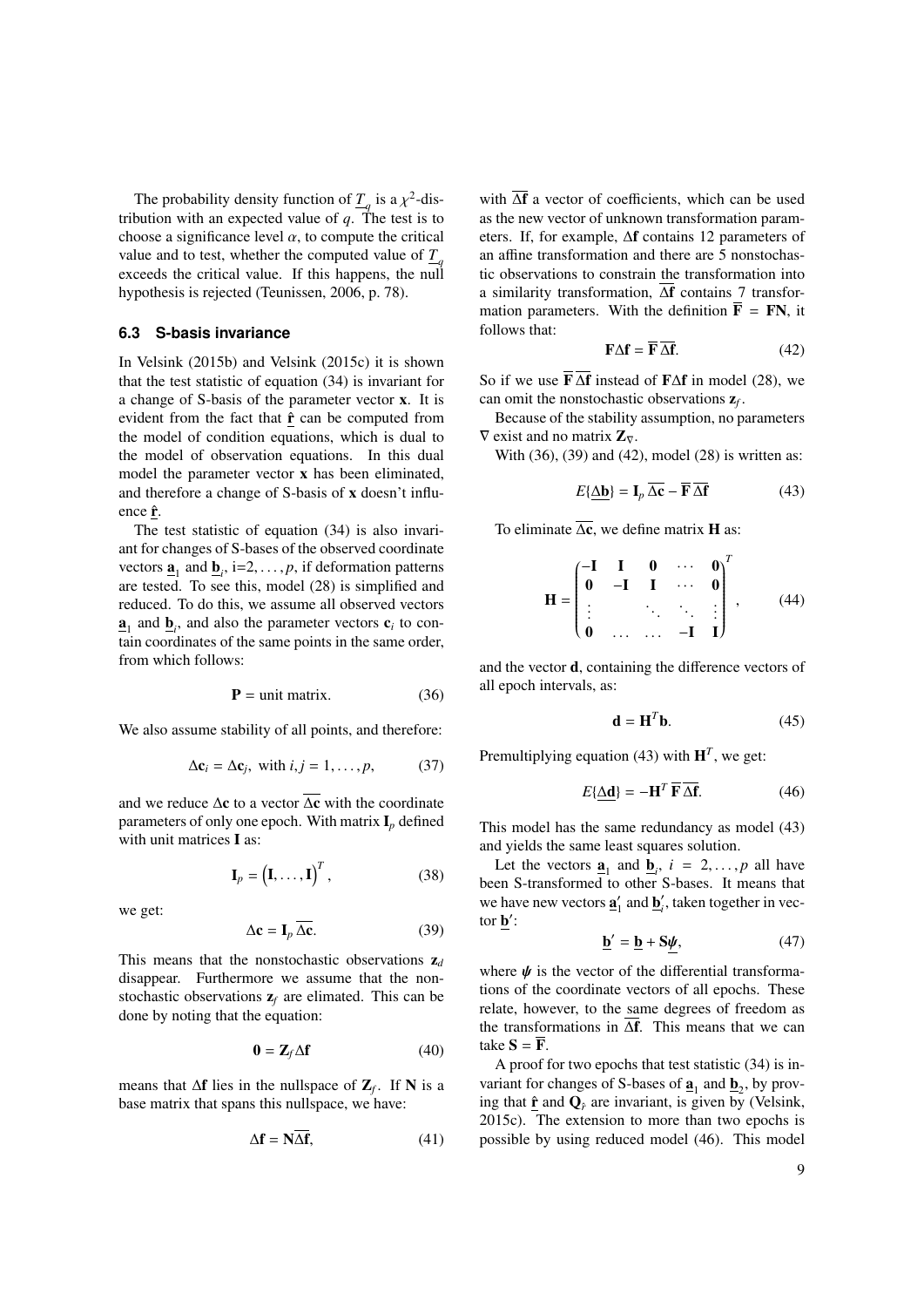The probability density function of $\underline{T}_q$ is a $\chi^2$-distribution with an expected value of $q$. The test is to choose a significance level $\alpha$, to compute the critical value and to test, whether the computed value of $\underline{T}_q$ exceeds the critical value. If this happens, the null hypothesis is rejected (Teunissen, 2006, p. 78).

### 6.3 S-basis invariance

In Velsink (2015b) and Velsink (2015c) it is shown that the test statistic of equation (34) is invariant for a change of S-basis of the parameter vector $\mathbf{x}$. It is evident from the fact that $\underline{\hat{\mathbf{r}}}$ can be computed from the model of condition equations, which is dual to the model of observation equations. In this dual model the parameter vector $\mathbf{x}$ has been eliminated, and therefore a change of S-basis of $\mathbf{x}$ doesn't influence $\underline{\hat{\mathbf{r}}}$.

The test statistic of equation (34) is also invariant for changes of S-bases of the observed coordinate vectors $\underline{\mathbf{a}}_1$ and $\underline{\mathbf{b}}_i$, i=2, ..., $p$, if deformation patterns are tested. To see this, model (28) is simplified and reduced. To do this, we assume all observed vectors $\underline{\mathbf{a}}_1$ and $\underline{\mathbf{b}}_i$, and also the parameter vectors $\mathbf{c}_i$ to contain coordinates of the same points in the same order, from which follows:

$$\mathbf{P} = \text{unit matrix.} \tag{36}$$

We also assume stability of all points, and therefore:

$$\Delta\mathbf{c}_i = \Delta\mathbf{c}_j, \text{ with } i, j = 1, \ldots, p, \tag{37}$$

and we reduce $\Delta\mathbf{c}$ to a vector $\overline{\Delta\mathbf{c}}$ with the coordinate parameters of only one epoch. With matrix $\mathbf{I}_p$ defined with unit matrices $\mathbf{I}$ as:

$$\mathbf{I}_p = \left(\mathbf{I}, \ldots, \mathbf{I}\right)^T, \tag{38}$$

we get:

$$\Delta\mathbf{c} = \mathbf{I}_p\, \overline{\Delta\mathbf{c}}. \tag{39}$$

This means that the nonstochastic observations $\mathbf{z}_d$ disappear. Furthermore we assume that the nonstochastic observations $\mathbf{z}_f$ are elimated. This can be done by noting that the equation:

$$\mathbf{0} = \mathbf{Z}_f \Delta\mathbf{f} \tag{40}$$

means that $\Delta\mathbf{f}$ lies in the nullspace of $\mathbf{Z}_f$. If $\mathbf{N}$ is a base matrix that spans this nullspace, we have:

$$\Delta\mathbf{f} = \mathbf{N}\overline{\Delta\mathbf{f}}, \tag{41}$$

with $\overline{\Delta\mathbf{f}}$ a vector of coefficients, which can be used as the new vector of unknown transformation parameters. If, for example, $\Delta\mathbf{f}$ contains 12 parameters of an affine transformation and there are 5 nonstochastic observations to constrain the transformation into a similarity transformation, $\overline{\Delta\mathbf{f}}$ contains 7 transformation parameters. With the definition $\overline{\mathbf{F}} = \mathbf{FN}$, it follows that:

$$\mathbf{F}\Delta\mathbf{f} = \overline{\mathbf{F}}\,\overline{\Delta\mathbf{f}}. \tag{42}$$

So if we use $\overline{\mathbf{F}}\,\overline{\Delta\mathbf{f}}$ instead of $\mathbf{F}\Delta\mathbf{f}$ in model (28), we can omit the nonstochastic observations $\mathbf{z}_f$.

Because of the stability assumption, no parameters $\nabla$ exist and no matrix $\mathbf{Z}_\nabla$.

With (36), (39) and (42), model (28) is written as:

$$E\{\underline{\Delta\mathbf{b}}\} = \mathbf{I}_p\,\overline{\Delta\mathbf{c}} - \overline{\mathbf{F}}\,\overline{\Delta\mathbf{f}} \tag{43}$$

To eliminate $\overline{\Delta\mathbf{c}}$, we define matrix $\mathbf{H}$ as:

$$\mathbf{H} = \begin{pmatrix} -\mathbf{I} & \mathbf{I} & \mathbf{0} & \cdots & \mathbf{0} \\ \mathbf{0} & -\mathbf{I} & \mathbf{I} & \cdots & \mathbf{0} \\ \vdots & & \ddots & \ddots & \vdots \\ \mathbf{0} & \ldots & \ldots & -\mathbf{I} & \mathbf{I} \end{pmatrix}^T, \tag{44}$$

and the vector $\mathbf{d}$, containing the difference vectors of all epoch intervals, as:

$$\mathbf{d} = \mathbf{H}^T\mathbf{b}. \tag{45}$$

Premultiplying equation (43) with $\mathbf{H}^T$, we get:

$$E\{\underline{\Delta\mathbf{d}}\} = -\mathbf{H}^T\,\overline{\mathbf{F}}\,\overline{\Delta\mathbf{f}}. \tag{46}$$

This model has the same redundancy as model (43) and yields the same least squares solution.

Let the vectors $\underline{\mathbf{a}}_1$ and $\underline{\mathbf{b}}_i$, $i = 2, \ldots, p$ all have been S-transformed to other S-bases. It means that we have new vectors $\underline{\mathbf{a}}'_1$ and $\underline{\mathbf{b}}'_i$, taken together in vector $\underline{\mathbf{b}}'$:

$$\underline{\mathbf{b}}' = \underline{\mathbf{b}} + \mathbf{S}\boldsymbol{\psi}, \tag{47}$$

where $\boldsymbol{\psi}$ is the vector of the differential transformations of the coordinate vectors of all epochs. These relate, however, to the same degrees of freedom as the transformations in $\overline{\Delta\mathbf{f}}$. This means that we can take $\mathbf{S} = \overline{\mathbf{F}}$.

A proof for two epochs that test statistic (34) is invariant for changes of S-bases of $\underline{\mathbf{a}}_1$ and $\underline{\mathbf{b}}_2$, by proving that $\underline{\hat{\mathbf{r}}}$ and $\mathbf{Q}_{\hat{r}}$ are invariant, is given by (Velsink, 2015c). The extension to more than two epochs is possible by using reduced model (46). This model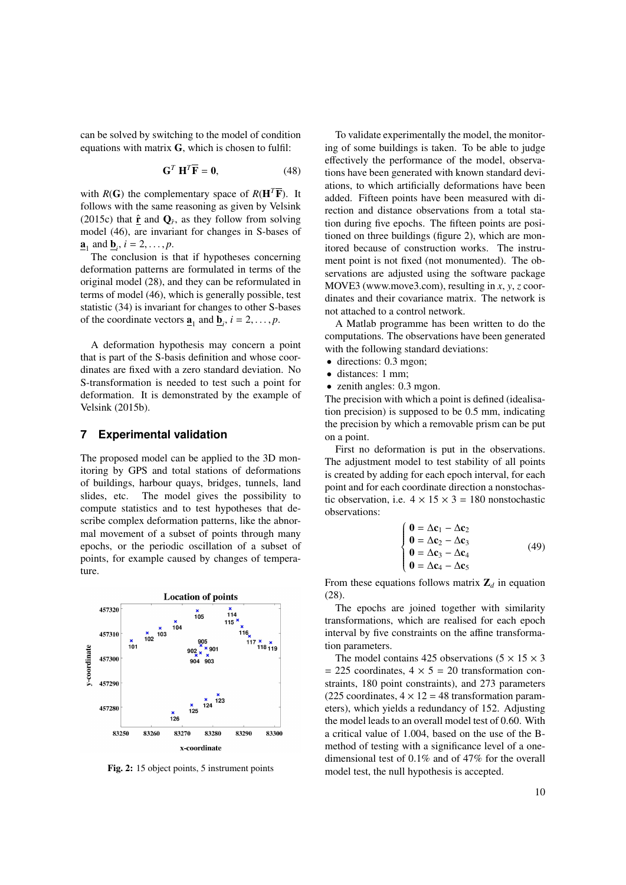can be solved by switching to the model of condition equations with matrix $\mathbf{G}$, which is chosen to fulfil:

$$\mathbf{G}^T \, \mathbf{H}^T \overline{\mathbf{F}} = \mathbf{0}, \tag{48}$$

with $R(\mathbf{G})$ the complementary space of $R(\mathbf{H}^T \overline{\mathbf{F}})$. It follows with the same reasoning as given by Velsink (2015c) that $\hat{\underline{\mathbf{r}}}$ and $\mathbf{Q}_{\hat{r}}$, as they follow from solving model (46), are invariant for changes in S-bases of $\underline{\mathbf{a}}_1$ and $\underline{\mathbf{b}}_i$, $i = 2, \ldots, p$.

The conclusion is that if hypotheses concerning deformation patterns are formulated in terms of the original model (28), and they can be reformulated in terms of model (46), which is generally possible, test statistic (34) is invariant for changes to other S-bases of the coordinate vectors $\underline{\mathbf{a}}_1$ and $\underline{\mathbf{b}}_i$, $i = 2, \ldots, p$.

A deformation hypothesis may concern a point that is part of the S-basis definition and whose coordinates are fixed with a zero standard deviation. No S-transformation is needed to test such a point for deformation. It is demonstrated by the example of Velsink (2015b).

## 7 Experimental validation

The proposed model can be applied to the 3D monitoring by GPS and total stations of deformations of buildings, harbour quays, bridges, tunnels, land slides, etc. The model gives the possibility to compute statistics and to test hypotheses that describe complex deformation patterns, like the abnormal movement of a subset of points through many epochs, or the periodic oscillation of a subset of points, for example caused by changes of temperature.

**Fig. 2:** 15 object points, 5 instrument points

To validate experimentally the model, the monitoring of some buildings is taken. To be able to judge effectively the performance of the model, observations have been generated with known standard deviations, to which artificially deformations have been added. Fifteen points have been measured with direction and distance observations from a total station during five epochs. The fifteen points are positioned on three buildings (figure 2), which are monitored because of construction works. The instrument point is not fixed (not monumented). The observations are adjusted using the software package MOVE3 (www.move3.com), resulting in $x$, $y$, $z$ coordinates and their covariance matrix. The network is not attached to a control network.

A Matlab programme has been written to do the computations. The observations have been generated with the following standard deviations:

- directions: 0.3 mgon;
- distances: 1 mm;
- zenith angles: 0.3 mgon.

The precision with which a point is defined (idealisation precision) is supposed to be 0.5 mm, indicating the precision by which a removable prism can be put on a point.

First no deformation is put in the observations. The adjustment model to test stability of all points is created by adding for each epoch interval, for each point and for each coordinate direction a nonstochastic observation, i.e. $4 \times 15 \times 3 = 180$ nonstochastic observations:

$$\begin{cases} \mathbf{0} = \Delta\mathbf{c}_1 - \Delta\mathbf{c}_2 \\ \mathbf{0} = \Delta\mathbf{c}_2 - \Delta\mathbf{c}_3 \\ \mathbf{0} = \Delta\mathbf{c}_3 - \Delta\mathbf{c}_4 \\ \mathbf{0} = \Delta\mathbf{c}_4 - \Delta\mathbf{c}_5 \end{cases} \tag{49}$$

From these equations follows matrix $\mathbf{Z}_d$ in equation (28).

The epochs are joined together with similarity transformations, which are realised for each epoch interval by five constraints on the affine transformation parameters.

The model contains 425 observations ($5 \times 15 \times 3 = 225$ coordinates, $4 \times 5 = 20$ transformation constraints, 180 point constraints), and 273 parameters (225 coordinates, $4 \times 12 = 48$ transformation parameters), which yields a redundancy of 152. Adjusting the model leads to an overall model test of 0.60. With a critical value of 1.004, based on the use of the B-method of testing with a significance level of a one-dimensional test of 0.1% and of 47% for the overall model test, the null hypothesis is accepted.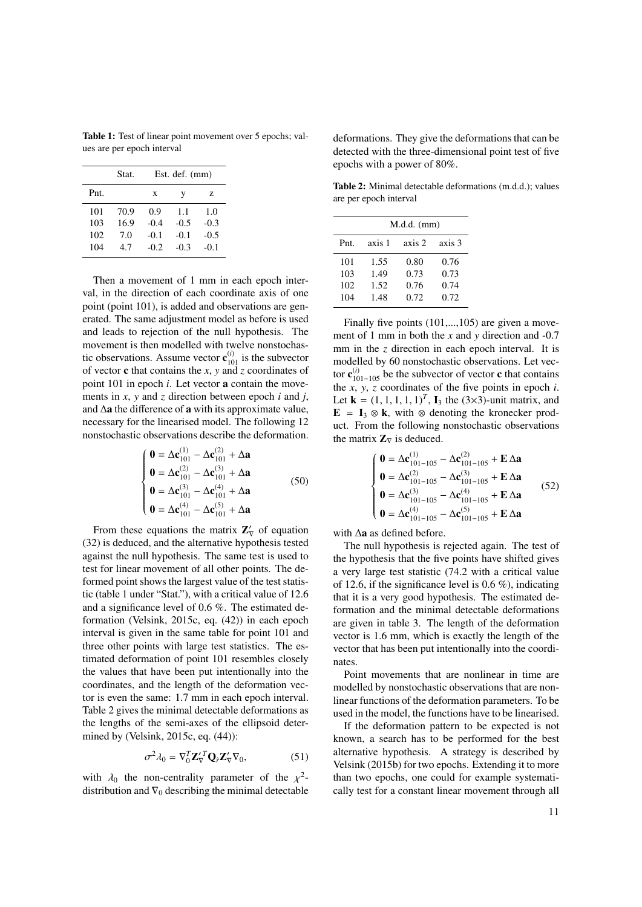**Table 1:** Test of linear point movement over 5 epochs; values are per epoch interval

| | Stat. | Est. def. (mm) | | |
|---|---|---|---|---|
| Pnt. | | x | y | z |
| 101 | 70.9 | 0.9 | 1.1 | 1.0 |
| 103 | 16.9 | -0.4 | -0.5 | -0.3 |
| 102 | 7.0 | -0.1 | -0.1 | -0.5 |
| 104 | 4.7 | -0.2 | -0.3 | -0.1 |

Then a movement of 1 mm in each epoch interval, in the direction of each coordinate axis of one point (point 101), is added and observations are generated. The same adjustment model as before is used and leads to rejection of the null hypothesis. The movement is then modelled with twelve nonstochastic observations. Assume vector $\mathbf{c}_{101}^{(i)}$ is the subvector of vector $\mathbf{c}$ that contains the $x$, $y$ and $z$ coordinates of point 101 in epoch $i$. Let vector $\mathbf{a}$ contain the movements in $x$, $y$ and $z$ direction between epoch $i$ and $j$, and $\Delta\mathbf{a}$ the difference of $\mathbf{a}$ with its approximate value, necessary for the linearised model. The following 12 nonstochastic observations describe the deformation.

$$\begin{cases} \mathbf{0} = \Delta\mathbf{c}_{101}^{(1)} - \Delta\mathbf{c}_{101}^{(2)} + \Delta\mathbf{a} \\ \mathbf{0} = \Delta\mathbf{c}_{101}^{(2)} - \Delta\mathbf{c}_{101}^{(3)} + \Delta\mathbf{a} \\ \mathbf{0} = \Delta\mathbf{c}_{101}^{(3)} - \Delta\mathbf{c}_{101}^{(4)} + \Delta\mathbf{a} \\ \mathbf{0} = \Delta\mathbf{c}_{101}^{(4)} - \Delta\mathbf{c}_{101}^{(5)} + \Delta\mathbf{a} \end{cases} \tag{50}$$

From these equations the matrix $\mathbf{Z}'_\nabla$ of equation (32) is deduced, and the alternative hypothesis tested against the null hypothesis. The same test is used to test for linear movement of all other points. The deformed point shows the largest value of the test statistic (table 1 under "Stat."), with a critical value of 12.6 and a significance level of 0.6 %. The estimated deformation (Velsink, 2015c, eq. (42)) in each epoch interval is given in the same table for point 101 and three other points with large test statistics. The estimated deformation of point 101 resembles closely the values that have been put intentionally into the coordinates, and the length of the deformation vector is even the same: 1.7 mm in each epoch interval. Table 2 gives the minimal detectable deformations as the lengths of the semi-axes of the ellipsoid determined by (Velsink, 2015c, eq. (44)):

$$\sigma^2\lambda_0 = \nabla_0^T \mathbf{Z}'^T_\nabla \mathbf{Q}_{\hat{r}} \mathbf{Z}'_\nabla \nabla_0, \tag{51}$$

with $\lambda_0$ the non-centrality parameter of the $\chi^2$-distribution and $\nabla_0$ describing the minimal detectable deformations. They give the deformations that can be detected with the three-dimensional point test of five epochs with a power of 80%.

**Table 2:** Minimal detectable deformations (m.d.d.); values are per epoch interval

| M.d.d. (mm) | | | |
|---|---|---|---|
| Pnt. | axis 1 | axis 2 | axis 3 |
| 101 | 1.55 | 0.80 | 0.76 |
| 103 | 1.49 | 0.73 | 0.73 |
| 102 | 1.52 | 0.76 | 0.74 |
| 104 | 1.48 | 0.72 | 0.72 |

Finally five points (101,...,105) are given a movement of 1 mm in both the $x$ and $y$ direction and -0.7 mm in the $z$ direction in each epoch interval. It is modelled by 60 nonstochastic observations. Let vector $\mathbf{c}_{101-105}^{(i)}$ be the subvector of vector $\mathbf{c}$ that contains the $x$, $y$, $z$ coordinates of the five points in epoch $i$. Let $\mathbf{k} = (1, 1, 1, 1, 1)^T$, $\mathbf{I}_3$ the (3×3)-unit matrix, and $\mathbf{E} = \mathbf{I}_3 \otimes \mathbf{k}$, with $\otimes$ denoting the kronecker product. From the following nonstochastic observations the matrix $\mathbf{Z}_\nabla$ is deduced.

$$\begin{cases} \mathbf{0} = \Delta\mathbf{c}_{101-105}^{(1)} - \Delta\mathbf{c}_{101-105}^{(2)} + \mathbf{E}\,\Delta\mathbf{a} \\ \mathbf{0} = \Delta\mathbf{c}_{101-105}^{(2)} - \Delta\mathbf{c}_{101-105}^{(3)} + \mathbf{E}\,\Delta\mathbf{a} \\ \mathbf{0} = \Delta\mathbf{c}_{101-105}^{(3)} - \Delta\mathbf{c}_{101-105}^{(4)} + \mathbf{E}\,\Delta\mathbf{a} \\ \mathbf{0} = \Delta\mathbf{c}_{101-105}^{(4)} - \Delta\mathbf{c}_{101-105}^{(5)} + \mathbf{E}\,\Delta\mathbf{a} \end{cases} \tag{52}$$

with $\Delta\mathbf{a}$ as defined before.

The null hypothesis is rejected again. The test of the hypothesis that the five points have shifted gives a very large test statistic (74.2 with a critical value of 12.6, if the significance level is 0.6 %), indicating that it is a very good hypothesis. The estimated deformation and the minimal detectable deformations are given in table 3. The length of the deformation vector is 1.6 mm, which is exactly the length of the vector that has been put intentionally into the coordinates.

Point movements that are nonlinear in time are modelled by nonstochastic observations that are nonlinear functions of the deformation parameters. To be used in the model, the functions have to be linearised.

If the deformation pattern to be expected is not known, a search has to be performed for the best alternative hypothesis. A strategy is described by Velsink (2015b) for two epochs. Extending it to more than two epochs, one could for example systematically test for a constant linear movement through all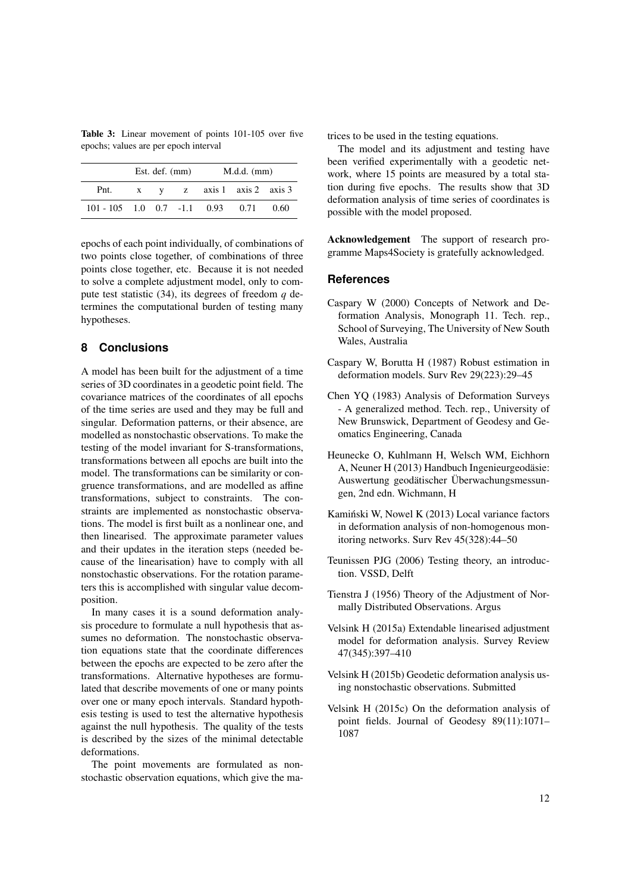**Table 3:** Linear movement of points 101-105 over five epochs; values are per epoch interval

| | Est. def. (mm) | | | M.d.d. (mm) | | |
|---|---|---|---|---|---|---|
| Pnt. | x | y | z | axis 1 | axis 2 | axis 3 |
| 101 - 105 | 1.0 | 0.7 | -1.1 | 0.93 | 0.71 | 0.60 |

epochs of each point individually, of combinations of two points close together, of combinations of three points close together, etc. Because it is not needed to solve a complete adjustment model, only to compute test statistic (34), its degrees of freedom $q$ determines the computational burden of testing many hypotheses.

## 8 Conclusions

A model has been built for the adjustment of a time series of 3D coordinates in a geodetic point field. The covariance matrices of the coordinates of all epochs of the time series are used and they may be full and singular. Deformation patterns, or their absence, are modelled as nonstochastic observations. To make the testing of the model invariant for S-transformations, transformations between all epochs are built into the model. The transformations can be similarity or congruence transformations, and are modelled as affine transformations, subject to constraints. The constraints are implemented as nonstochastic observations. The model is first built as a nonlinear one, and then linearised. The approximate parameter values and their updates in the iteration steps (needed because of the linearisation) have to comply with all nonstochastic observations. For the rotation parameters this is accomplished with singular value decomposition.

In many cases it is a sound deformation analysis procedure to formulate a null hypothesis that assumes no deformation. The nonstochastic observation equations state that the coordinate differences between the epochs are expected to be zero after the transformations. Alternative hypotheses are formulated that describe movements of one or many points over one or many epoch intervals. Standard hypothesis testing is used to test the alternative hypothesis against the null hypothesis. The quality of the tests is described by the sizes of the minimal detectable deformations.

The point movements are formulated as nonstochastic observation equations, which give the matrices to be used in the testing equations.

The model and its adjustment and testing have been verified experimentally with a geodetic network, where 15 points are measured by a total station during five epochs. The results show that 3D deformation analysis of time series of coordinates is possible with the model proposed.

**Acknowledgement** The support of research programme Maps4Society is gratefully acknowledged.

## References

Caspary W (2000) Concepts of Network and Deformation Analysis, Monograph 11. Tech. rep., School of Surveying, The University of New South Wales, Australia

Caspary W, Borutta H (1987) Robust estimation in deformation models. Surv Rev 29(223):29–45

Chen YQ (1983) Analysis of Deformation Surveys - A generalized method. Tech. rep., University of New Brunswick, Department of Geodesy and Geomatics Engineering, Canada

Heunecke O, Kuhlmann H, Welsch WM, Eichhorn A, Neuner H (2013) Handbuch Ingenieurgeodäsie: Auswertung geodätischer Überwachungsmessungen, 2nd edn. Wichmann, H

Kamiński W, Nowel K (2013) Local variance factors in deformation analysis of non-homogenous monitoring networks. Surv Rev 45(328):44–50

Teunissen PJG (2006) Testing theory, an introduction. VSSD, Delft

Tienstra J (1956) Theory of the Adjustment of Normally Distributed Observations. Argus

Velsink H (2015a) Extendable linearised adjustment model for deformation analysis. Survey Review 47(345):397–410

Velsink H (2015b) Geodetic deformation analysis using nonstochastic observations. Submitted

Velsink H (2015c) On the deformation analysis of point fields. Journal of Geodesy 89(11):1071–1087